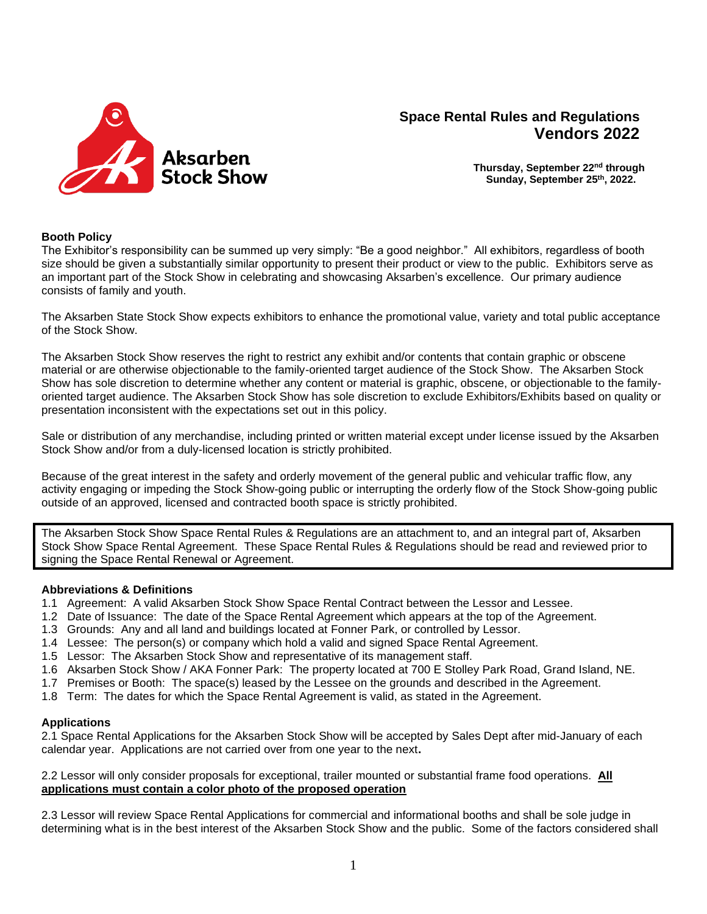Aksarben Stock Show

# Space Rental Rules and Regulations
# Vendors 2022

**Thursday, September 22nd through Sunday, September 25th, 2022.**

### Booth Policy

The Exhibitor's responsibility can be summed up very simply: "Be a good neighbor." All exhibitors, regardless of booth size should be given a substantially similar opportunity to present their product or view to the public. Exhibitors serve as an important part of the Stock Show in celebrating and showcasing Aksarben's excellence. Our primary audience consists of family and youth.

The Aksarben State Stock Show expects exhibitors to enhance the promotional value, variety and total public acceptance of the Stock Show.

The Aksarben Stock Show reserves the right to restrict any exhibit and/or contents that contain graphic or obscene material or are otherwise objectionable to the family-oriented target audience of the Stock Show. The Aksarben Stock Show has sole discretion to determine whether any content or material is graphic, obscene, or objectionable to the family-oriented target audience. The Aksarben Stock Show has sole discretion to exclude Exhibitors/Exhibits based on quality or presentation inconsistent with the expectations set out in this policy.

Sale or distribution of any merchandise, including printed or written material except under license issued by the Aksarben Stock Show and/or from a duly-licensed location is strictly prohibited.

Because of the great interest in the safety and orderly movement of the general public and vehicular traffic flow, any activity engaging or impeding the Stock Show-going public or interrupting the orderly flow of the Stock Show-going public outside of an approved, licensed and contracted booth space is strictly prohibited.

The Aksarben Stock Show Space Rental Rules & Regulations are an attachment to, and an integral part of, Aksarben Stock Show Space Rental Agreement. These Space Rental Rules & Regulations should be read and reviewed prior to signing the Space Rental Renewal or Agreement.

### Abbreviations & Definitions

1.1 Agreement: A valid Aksarben Stock Show Space Rental Contract between the Lessor and Lessee.
1.2 Date of Issuance: The date of the Space Rental Agreement which appears at the top of the Agreement.
1.3 Grounds: Any and all land and buildings located at Fonner Park, or controlled by Lessor.
1.4 Lessee: The person(s) or company which hold a valid and signed Space Rental Agreement.
1.5 Lessor: The Aksarben Stock Show and representative of its management staff.
1.6 Aksarben Stock Show / AKA Fonner Park: The property located at 700 E Stolley Park Road, Grand Island, NE.
1.7 Premises or Booth: The space(s) leased by the Lessee on the grounds and described in the Agreement.
1.8 Term: The dates for which the Space Rental Agreement is valid, as stated in the Agreement.

### Applications

2.1 Space Rental Applications for the Aksarben Stock Show will be accepted by Sales Dept after mid-January of each calendar year. Applications are not carried over from one year to the next**.**

2.2 Lessor will only consider proposals for exceptional, trailer mounted or substantial frame food operations. **<u>All applications must contain a color photo of the proposed operation</u>**

2.3 Lessor will review Space Rental Applications for commercial and informational booths and shall be sole judge in determining what is in the best interest of the Aksarben Stock Show and the public. Some of the factors considered shall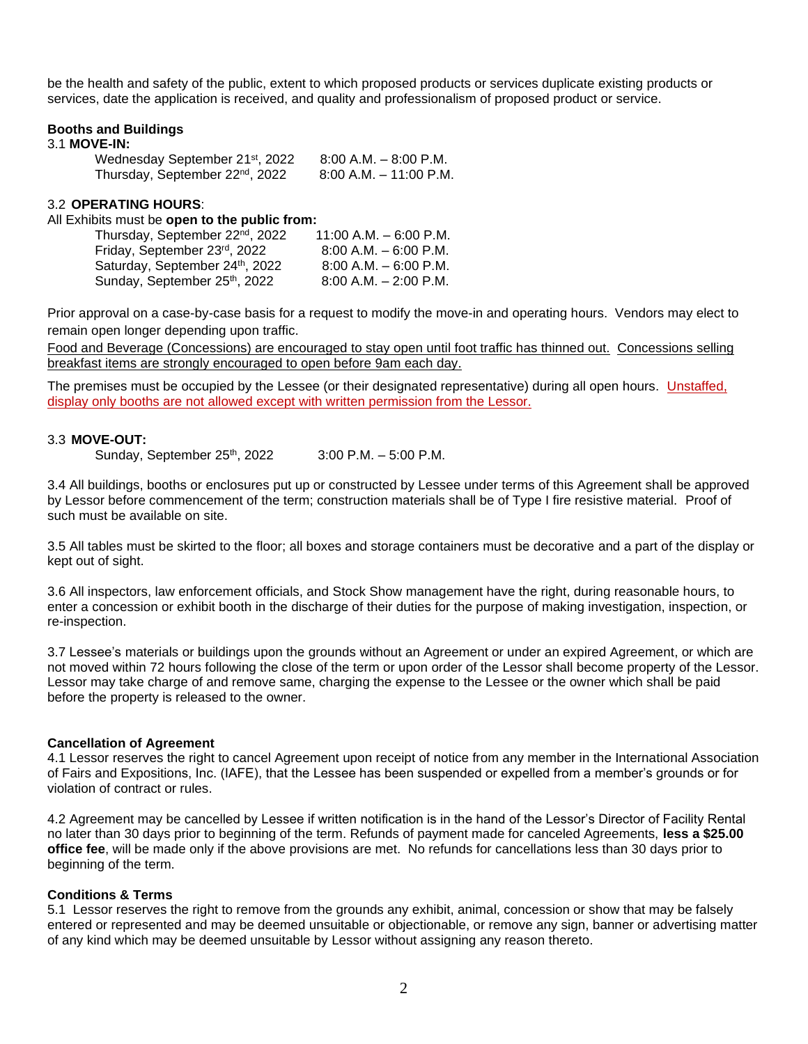be the health and safety of the public, extent to which proposed products or services duplicate existing products or services, date the application is received, and quality and professionalism of proposed product or service.

**Booths and Buildings**

3.1 **MOVE-IN:**

| | |
|---|---|
| Wednesday September 21st, 2022 | 8:00 A.M. – 8:00 P.M. |
| Thursday, September 22nd, 2022 | 8:00 A.M. – 11:00 P.M. |

3.2 **OPERATING HOURS**:

All Exhibits must be **open to the public from:**

| | |
|---|---|
| Thursday, September 22nd, 2022 | 11:00 A.M. – 6:00 P.M. |
| Friday, September 23rd, 2022 | 8:00 A.M. – 6:00 P.M. |
| Saturday, September 24th, 2022 | 8:00 A.M. – 6:00 P.M. |
| Sunday, September 25th, 2022 | 8:00 A.M. – 2:00 P.M. |

Prior approval on a case-by-case basis for a request to modify the move-in and operating hours. Vendors may elect to remain open longer depending upon traffic.

Food and Beverage (Concessions) are encouraged to stay open until foot traffic has thinned out. Concessions selling breakfast items are strongly encouraged to open before 9am each day.

The premises must be occupied by the Lessee (or their designated representative) during all open hours. Unstaffed, display only booths are not allowed except with written permission from the Lessor.

3.3 **MOVE-OUT:**

| | |
|---|---|
| Sunday, September 25th, 2022 | 3:00 P.M. – 5:00 P.M. |

3.4 All buildings, booths or enclosures put up or constructed by Lessee under terms of this Agreement shall be approved by Lessor before commencement of the term; construction materials shall be of Type I fire resistive material. Proof of such must be available on site.

3.5 All tables must be skirted to the floor; all boxes and storage containers must be decorative and a part of the display or kept out of sight.

3.6 All inspectors, law enforcement officials, and Stock Show management have the right, during reasonable hours, to enter a concession or exhibit booth in the discharge of their duties for the purpose of making investigation, inspection, or re-inspection.

3.7 Lessee's materials or buildings upon the grounds without an Agreement or under an expired Agreement, or which are not moved within 72 hours following the close of the term or upon order of the Lessor shall become property of the Lessor. Lessor may take charge of and remove same, charging the expense to the Lessee or the owner which shall be paid before the property is released to the owner.

**Cancellation of Agreement**

4.1 Lessor reserves the right to cancel Agreement upon receipt of notice from any member in the International Association of Fairs and Expositions, Inc. (IAFE), that the Lessee has been suspended or expelled from a member's grounds or for violation of contract or rules.

4.2 Agreement may be cancelled by Lessee if written notification is in the hand of the Lessor's Director of Facility Rental no later than 30 days prior to beginning of the term. Refunds of payment made for canceled Agreements, **less a $25.00 office fee**, will be made only if the above provisions are met. No refunds for cancellations less than 30 days prior to beginning of the term.

**Conditions & Terms**

5.1 Lessor reserves the right to remove from the grounds any exhibit, animal, concession or show that may be falsely entered or represented and may be deemed unsuitable or objectionable, or remove any sign, banner or advertising matter of any kind which may be deemed unsuitable by Lessor without assigning any reason thereto.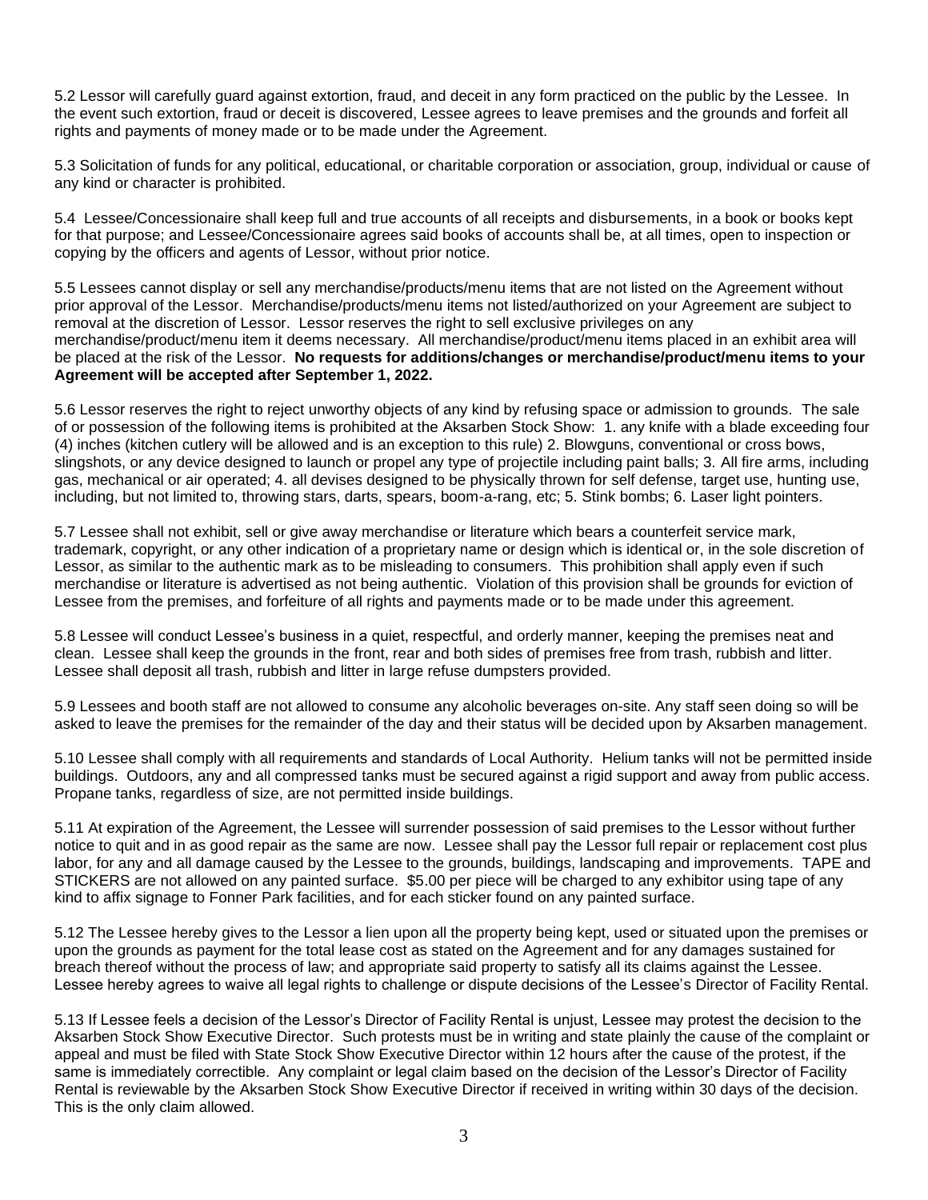5.2 Lessor will carefully guard against extortion, fraud, and deceit in any form practiced on the public by the Lessee. In the event such extortion, fraud or deceit is discovered, Lessee agrees to leave premises and the grounds and forfeit all rights and payments of money made or to be made under the Agreement.

5.3 Solicitation of funds for any political, educational, or charitable corporation or association, group, individual or cause of any kind or character is prohibited.

5.4 Lessee/Concessionaire shall keep full and true accounts of all receipts and disbursements, in a book or books kept for that purpose; and Lessee/Concessionaire agrees said books of accounts shall be, at all times, open to inspection or copying by the officers and agents of Lessor, without prior notice.

5.5 Lessees cannot display or sell any merchandise/products/menu items that are not listed on the Agreement without prior approval of the Lessor. Merchandise/products/menu items not listed/authorized on your Agreement are subject to removal at the discretion of Lessor. Lessor reserves the right to sell exclusive privileges on any merchandise/product/menu item it deems necessary. All merchandise/product/menu items placed in an exhibit area will be placed at the risk of the Lessor. **No requests for additions/changes or merchandise/product/menu items to your Agreement will be accepted after September 1, 2022.**

5.6 Lessor reserves the right to reject unworthy objects of any kind by refusing space or admission to grounds. The sale of or possession of the following items is prohibited at the Aksarben Stock Show: 1. any knife with a blade exceeding four (4) inches (kitchen cutlery will be allowed and is an exception to this rule) 2. Blowguns, conventional or cross bows, slingshots, or any device designed to launch or propel any type of projectile including paint balls; 3. All fire arms, including gas, mechanical or air operated; 4. all devises designed to be physically thrown for self defense, target use, hunting use, including, but not limited to, throwing stars, darts, spears, boom-a-rang, etc; 5. Stink bombs; 6. Laser light pointers.

5.7 Lessee shall not exhibit, sell or give away merchandise or literature which bears a counterfeit service mark, trademark, copyright, or any other indication of a proprietary name or design which is identical or, in the sole discretion of Lessor, as similar to the authentic mark as to be misleading to consumers. This prohibition shall apply even if such merchandise or literature is advertised as not being authentic. Violation of this provision shall be grounds for eviction of Lessee from the premises, and forfeiture of all rights and payments made or to be made under this agreement.

5.8 Lessee will conduct Lessee's business in a quiet, respectful, and orderly manner, keeping the premises neat and clean. Lessee shall keep the grounds in the front, rear and both sides of premises free from trash, rubbish and litter. Lessee shall deposit all trash, rubbish and litter in large refuse dumpsters provided.

5.9 Lessees and booth staff are not allowed to consume any alcoholic beverages on-site. Any staff seen doing so will be asked to leave the premises for the remainder of the day and their status will be decided upon by Aksarben management.

5.10 Lessee shall comply with all requirements and standards of Local Authority. Helium tanks will not be permitted inside buildings. Outdoors, any and all compressed tanks must be secured against a rigid support and away from public access. Propane tanks, regardless of size, are not permitted inside buildings.

5.11 At expiration of the Agreement, the Lessee will surrender possession of said premises to the Lessor without further notice to quit and in as good repair as the same are now. Lessee shall pay the Lessor full repair or replacement cost plus labor, for any and all damage caused by the Lessee to the grounds, buildings, landscaping and improvements. TAPE and STICKERS are not allowed on any painted surface. $5.00 per piece will be charged to any exhibitor using tape of any kind to affix signage to Fonner Park facilities, and for each sticker found on any painted surface.

5.12 The Lessee hereby gives to the Lessor a lien upon all the property being kept, used or situated upon the premises or upon the grounds as payment for the total lease cost as stated on the Agreement and for any damages sustained for breach thereof without the process of law; and appropriate said property to satisfy all its claims against the Lessee. Lessee hereby agrees to waive all legal rights to challenge or dispute decisions of the Lessee's Director of Facility Rental.

5.13 If Lessee feels a decision of the Lessor's Director of Facility Rental is unjust, Lessee may protest the decision to the Aksarben Stock Show Executive Director. Such protests must be in writing and state plainly the cause of the complaint or appeal and must be filed with State Stock Show Executive Director within 12 hours after the cause of the protest, if the same is immediately correctible. Any complaint or legal claim based on the decision of the Lessor's Director of Facility Rental is reviewable by the Aksarben Stock Show Executive Director if received in writing within 30 days of the decision. This is the only claim allowed.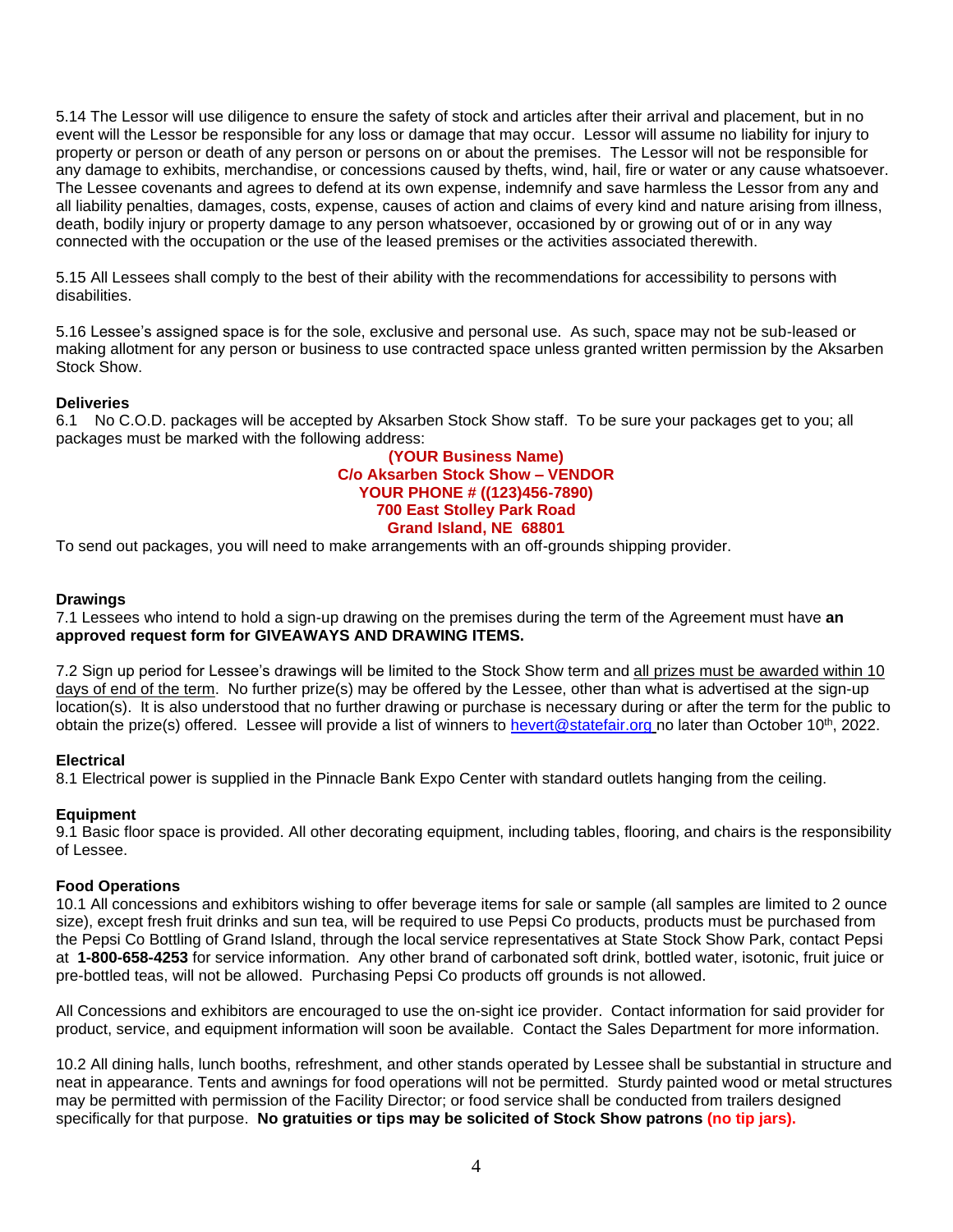5.14 The Lessor will use diligence to ensure the safety of stock and articles after their arrival and placement, but in no event will the Lessor be responsible for any loss or damage that may occur. Lessor will assume no liability for injury to property or person or death of any person or persons on or about the premises. The Lessor will not be responsible for any damage to exhibits, merchandise, or concessions caused by thefts, wind, hail, fire or water or any cause whatsoever. The Lessee covenants and agrees to defend at its own expense, indemnify and save harmless the Lessor from any and all liability penalties, damages, costs, expense, causes of action and claims of every kind and nature arising from illness, death, bodily injury or property damage to any person whatsoever, occasioned by or growing out of or in any way connected with the occupation or the use of the leased premises or the activities associated therewith.

5.15 All Lessees shall comply to the best of their ability with the recommendations for accessibility to persons with disabilities.

5.16 Lessee's assigned space is for the sole, exclusive and personal use. As such, space may not be sub-leased or making allotment for any person or business to use contracted space unless granted written permission by the Aksarben Stock Show.

**Deliveries**

6.1 No C.O.D. packages will be accepted by Aksarben Stock Show staff. To be sure your packages get to you; all packages must be marked with the following address:

**(YOUR Business Name)**
**C/o Aksarben Stock Show – VENDOR**
**YOUR PHONE # ((123)456-7890)**
**700 East Stolley Park Road**
**Grand Island, NE 68801**

To send out packages, you will need to make arrangements with an off-grounds shipping provider.

**Drawings**

7.1 Lessees who intend to hold a sign-up drawing on the premises during the term of the Agreement must have **an approved request form for GIVEAWAYS AND DRAWING ITEMS.**

7.2 Sign up period for Lessee's drawings will be limited to the Stock Show term and all prizes must be awarded within 10 days of end of the term. No further prize(s) may be offered by the Lessee, other than what is advertised at the sign-up location(s). It is also understood that no further drawing or purchase is necessary during or after the term for the public to obtain the prize(s) offered. Lessee will provide a list of winners to hevert@statefair.org no later than October 10th, 2022.

**Electrical**

8.1 Electrical power is supplied in the Pinnacle Bank Expo Center with standard outlets hanging from the ceiling.

**Equipment**

9.1 Basic floor space is provided. All other decorating equipment, including tables, flooring, and chairs is the responsibility of Lessee.

**Food Operations**

10.1 All concessions and exhibitors wishing to offer beverage items for sale or sample (all samples are limited to 2 ounce size), except fresh fruit drinks and sun tea, will be required to use Pepsi Co products, products must be purchased from the Pepsi Co Bottling of Grand Island, through the local service representatives at State Stock Show Park, contact Pepsi at **1-800-658-4253** for service information. Any other brand of carbonated soft drink, bottled water, isotonic, fruit juice or pre-bottled teas, will not be allowed. Purchasing Pepsi Co products off grounds is not allowed.

All Concessions and exhibitors are encouraged to use the on-sight ice provider. Contact information for said provider for product, service, and equipment information will soon be available. Contact the Sales Department for more information.

10.2 All dining halls, lunch booths, refreshment, and other stands operated by Lessee shall be substantial in structure and neat in appearance. Tents and awnings for food operations will not be permitted. Sturdy painted wood or metal structures may be permitted with permission of the Facility Director; or food service shall be conducted from trailers designed specifically for that purpose. **No gratuities or tips may be solicited of Stock Show patrons (no tip jars).**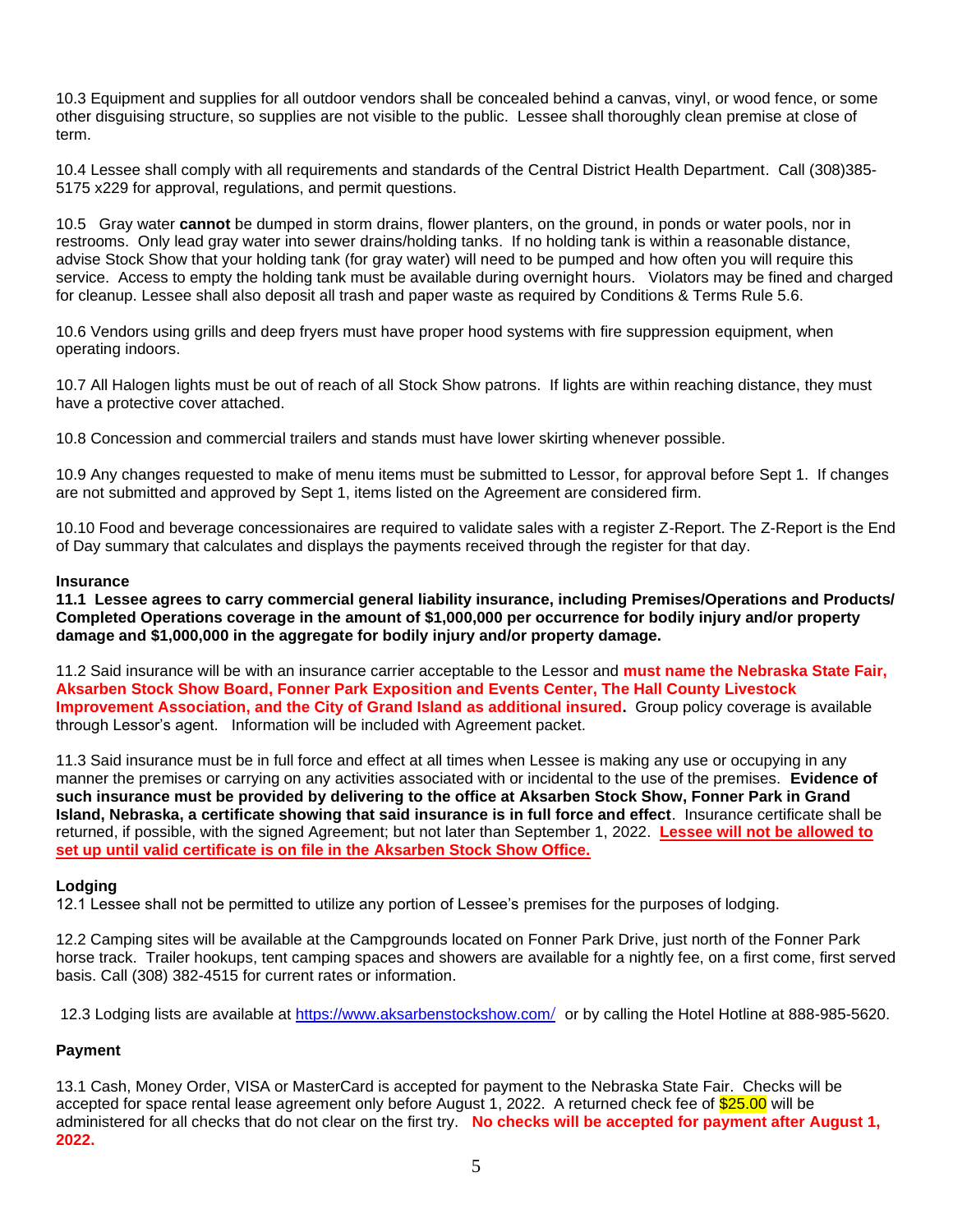10.3 Equipment and supplies for all outdoor vendors shall be concealed behind a canvas, vinyl, or wood fence, or some other disguising structure, so supplies are not visible to the public. Lessee shall thoroughly clean premise at close of term.

10.4 Lessee shall comply with all requirements and standards of the Central District Health Department. Call (308)385-5175 x229 for approval, regulations, and permit questions.

10.5 Gray water **cannot** be dumped in storm drains, flower planters, on the ground, in ponds or water pools, nor in restrooms. Only lead gray water into sewer drains/holding tanks. If no holding tank is within a reasonable distance, advise Stock Show that your holding tank (for gray water) will need to be pumped and how often you will require this service. Access to empty the holding tank must be available during overnight hours. Violators may be fined and charged for cleanup. Lessee shall also deposit all trash and paper waste as required by Conditions & Terms Rule 5.6.

10.6 Vendors using grills and deep fryers must have proper hood systems with fire suppression equipment, when operating indoors.

10.7 All Halogen lights must be out of reach of all Stock Show patrons. If lights are within reaching distance, they must have a protective cover attached.

10.8 Concession and commercial trailers and stands must have lower skirting whenever possible.

10.9 Any changes requested to make of menu items must be submitted to Lessor, for approval before Sept 1. If changes are not submitted and approved by Sept 1, items listed on the Agreement are considered firm.

10.10 Food and beverage concessionaires are required to validate sales with a register Z-Report. The Z-Report is the End of Day summary that calculates and displays the payments received through the register for that day.

**Insurance**

**11.1 Lessee agrees to carry commercial general liability insurance, including Premises/Operations and Products/ Completed Operations coverage in the amount of $1,000,000 per occurrence for bodily injury and/or property damage and $1,000,000 in the aggregate for bodily injury and/or property damage.**

11.2 Said insurance will be with an insurance carrier acceptable to the Lessor and **must name the Nebraska State Fair, Aksarben Stock Show Board, Fonner Park Exposition and Events Center, The Hall County Livestock Improvement Association, and the City of Grand Island as additional insured.** Group policy coverage is available through Lessor's agent. Information will be included with Agreement packet.

11.3 Said insurance must be in full force and effect at all times when Lessee is making any use or occupying in any manner the premises or carrying on any activities associated with or incidental to the use of the premises. **Evidence of such insurance must be provided by delivering to the office at Aksarben Stock Show, Fonner Park in Grand Island, Nebraska, a certificate showing that said insurance is in full force and effect**. Insurance certificate shall be returned, if possible, with the signed Agreement; but not later than September 1, 2022. **Lessee will not be allowed to set up until valid certificate is on file in the Aksarben Stock Show Office.**

**Lodging**

12.1 Lessee shall not be permitted to utilize any portion of Lessee's premises for the purposes of lodging.

12.2 Camping sites will be available at the Campgrounds located on Fonner Park Drive, just north of the Fonner Park horse track. Trailer hookups, tent camping spaces and showers are available for a nightly fee, on a first come, first served basis. Call (308) 382-4515 for current rates or information.

12.3 Lodging lists are available at https://www.aksarbenstockshow.com/ or by calling the Hotel Hotline at 888-985-5620.

**Payment**

13.1 Cash, Money Order, VISA or MasterCard is accepted for payment to the Nebraska State Fair. Checks will be accepted for space rental lease agreement only before August 1, 2022. A returned check fee of $25.00 will be administered for all checks that do not clear on the first try. **No checks will be accepted for payment after August 1, 2022.**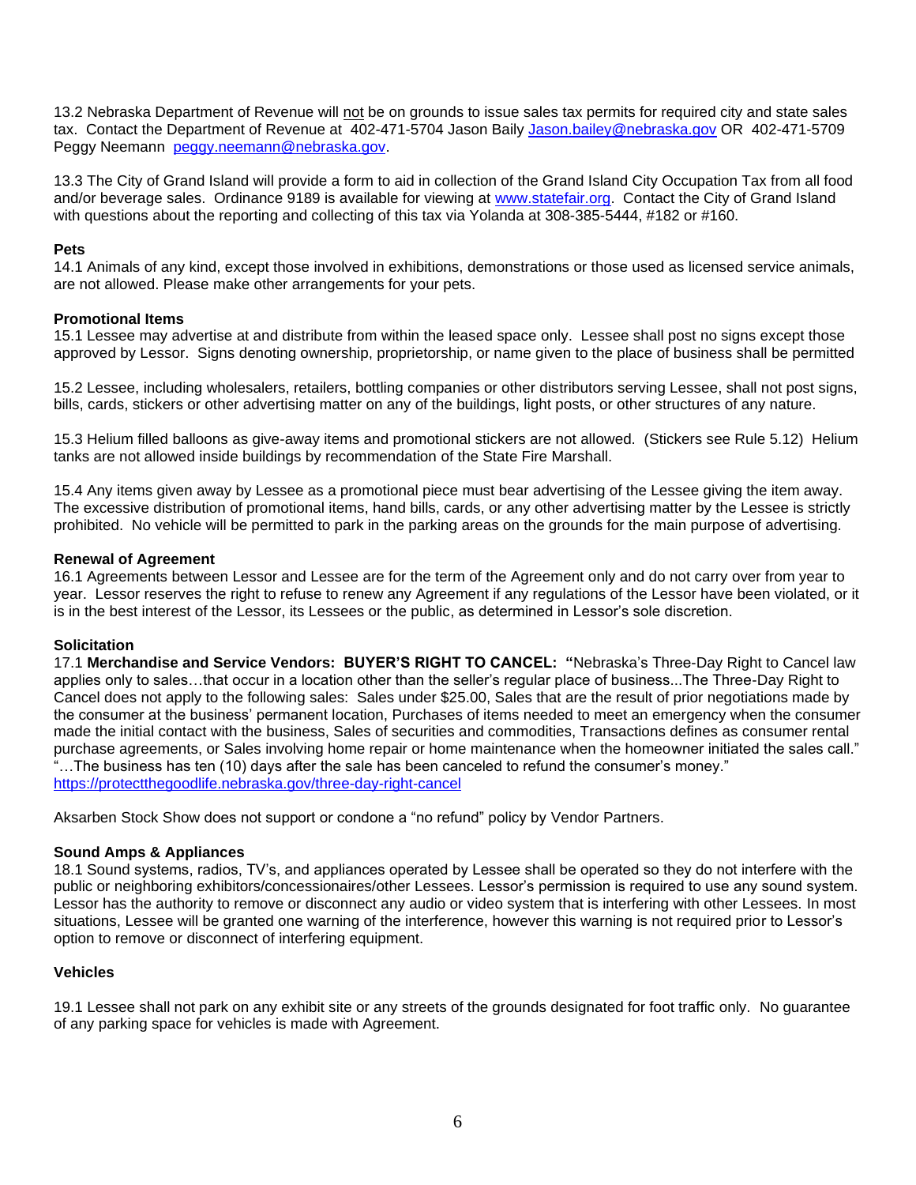13.2 Nebraska Department of Revenue will not be on grounds to issue sales tax permits for required city and state sales tax. Contact the Department of Revenue at 402-471-5704 Jason Baily Jason.bailey@nebraska.gov OR 402-471-5709 Peggy Neemann peggy.neemann@nebraska.gov.

13.3 The City of Grand Island will provide a form to aid in collection of the Grand Island City Occupation Tax from all food and/or beverage sales. Ordinance 9189 is available for viewing at www.statefair.org. Contact the City of Grand Island with questions about the reporting and collecting of this tax via Yolanda at 308-385-5444, #182 or #160.

**Pets**

14.1 Animals of any kind, except those involved in exhibitions, demonstrations or those used as licensed service animals, are not allowed. Please make other arrangements for your pets.

**Promotional Items**

15.1 Lessee may advertise at and distribute from within the leased space only. Lessee shall post no signs except those approved by Lessor. Signs denoting ownership, proprietorship, or name given to the place of business shall be permitted

15.2 Lessee, including wholesalers, retailers, bottling companies or other distributors serving Lessee, shall not post signs, bills, cards, stickers or other advertising matter on any of the buildings, light posts, or other structures of any nature.

15.3 Helium filled balloons as give-away items and promotional stickers are not allowed. (Stickers see Rule 5.12) Helium tanks are not allowed inside buildings by recommendation of the State Fire Marshall.

15.4 Any items given away by Lessee as a promotional piece must bear advertising of the Lessee giving the item away. The excessive distribution of promotional items, hand bills, cards, or any other advertising matter by the Lessee is strictly prohibited. No vehicle will be permitted to park in the parking areas on the grounds for the main purpose of advertising.

**Renewal of Agreement**

16.1 Agreements between Lessor and Lessee are for the term of the Agreement only and do not carry over from year to year. Lessor reserves the right to refuse to renew any Agreement if any regulations of the Lessor have been violated, or it is in the best interest of the Lessor, its Lessees or the public, as determined in Lessor's sole discretion.

**Solicitation**

17.1 **Merchandise and Service Vendors: BUYER'S RIGHT TO CANCEL: "**Nebraska's Three-Day Right to Cancel law applies only to sales…that occur in a location other than the seller's regular place of business...The Three-Day Right to Cancel does not apply to the following sales: Sales under $25.00, Sales that are the result of prior negotiations made by the consumer at the business' permanent location, Purchases of items needed to meet an emergency when the consumer made the initial contact with the business, Sales of securities and commodities, Transactions defines as consumer rental purchase agreements, or Sales involving home repair or home maintenance when the homeowner initiated the sales call." "…The business has ten (10) days after the sale has been canceled to refund the consumer's money." https://protectthegoodlife.nebraska.gov/three-day-right-cancel

Aksarben Stock Show does not support or condone a "no refund" policy by Vendor Partners.

**Sound Amps & Appliances**

18.1 Sound systems, radios, TV's, and appliances operated by Lessee shall be operated so they do not interfere with the public or neighboring exhibitors/concessionaires/other Lessees. Lessor's permission is required to use any sound system. Lessor has the authority to remove or disconnect any audio or video system that is interfering with other Lessees. In most situations, Lessee will be granted one warning of the interference, however this warning is not required prior to Lessor's option to remove or disconnect of interfering equipment.

**Vehicles**

19.1 Lessee shall not park on any exhibit site or any streets of the grounds designated for foot traffic only. No guarantee of any parking space for vehicles is made with Agreement.